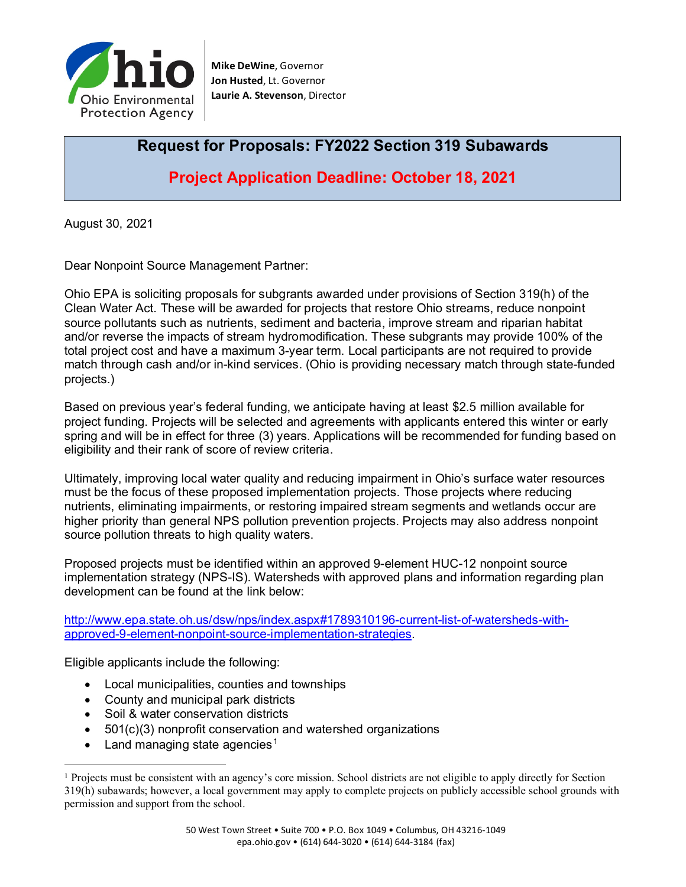Ohio Environmental Protection Agency

**Mike DeWine**, Governor
**Jon Husted**, Lt. Governor
**Laurie A. Stevenson**, Director

# Request for Proposals: FY2022 Section 319 Subawards

## Project Application Deadline: October 18, 2021

August 30, 2021

Dear Nonpoint Source Management Partner:

Ohio EPA is soliciting proposals for subgrants awarded under provisions of Section 319(h) of the Clean Water Act. These will be awarded for projects that restore Ohio streams, reduce nonpoint source pollutants such as nutrients, sediment and bacteria, improve stream and riparian habitat and/or reverse the impacts of stream hydromodification. These subgrants may provide 100% of the total project cost and have a maximum 3-year term. Local participants are not required to provide match through cash and/or in-kind services. (Ohio is providing necessary match through state-funded projects.)

Based on previous year's federal funding, we anticipate having at least $2.5 million available for project funding. Projects will be selected and agreements with applicants entered this winter or early spring and will be in effect for three (3) years. Applications will be recommended for funding based on eligibility and their rank of score of review criteria.

Ultimately, improving local water quality and reducing impairment in Ohio's surface water resources must be the focus of these proposed implementation projects. Those projects where reducing nutrients, eliminating impairments, or restoring impaired stream segments and wetlands occur are higher priority than general NPS pollution prevention projects. Projects may also address nonpoint source pollution threats to high quality waters.

Proposed projects must be identified within an approved 9-element HUC-12 nonpoint source implementation strategy (NPS-IS). Watersheds with approved plans and information regarding plan development can be found at the link below:

[http://www.epa.state.oh.us/dsw/nps/index.aspx#1789310196-current-list-of-watersheds-with-approved-9-element-nonpoint-source-implementation-strategies](http://www.epa.state.oh.us/dsw/nps/index.aspx#1789310196-current-list-of-watersheds-with-approved-9-element-nonpoint-source-implementation-strategies).

Eligible applicants include the following:

- Local municipalities, counties and townships
- County and municipal park districts
- Soil & water conservation districts
- 501(c)(3) nonprofit conservation and watershed organizations
- Land managing state agencies[1]

[1] Projects must be consistent with an agency's core mission. School districts are not eligible to apply directly for Section 319(h) subawards; however, a local government may apply to complete projects on publicly accessible school grounds with permission and support from the school.

50 West Town Street • Suite 700 • P.O. Box 1049 • Columbus, OH 43216-1049
epa.ohio.gov • (614) 644-3020 • (614) 644-3184 (fax)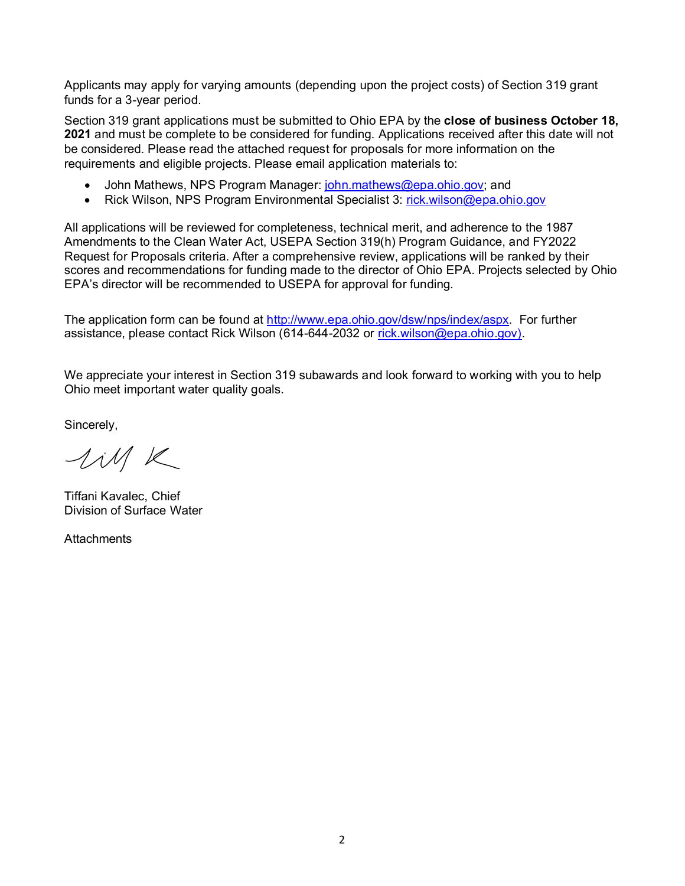Applicants may apply for varying amounts (depending upon the project costs) of Section 319 grant funds for a 3-year period.

Section 319 grant applications must be submitted to Ohio EPA by the **close of business October 18, 2021** and must be complete to be considered for funding. Applications received after this date will not be considered. Please read the attached request for proposals for more information on the requirements and eligible projects. Please email application materials to:

- John Mathews, NPS Program Manager: john.mathews@epa.ohio.gov; and
- Rick Wilson, NPS Program Environmental Specialist 3: rick.wilson@epa.ohio.gov

All applications will be reviewed for completeness, technical merit, and adherence to the 1987 Amendments to the Clean Water Act, USEPA Section 319(h) Program Guidance, and FY2022 Request for Proposals criteria. After a comprehensive review, applications will be ranked by their scores and recommendations for funding made to the director of Ohio EPA. Projects selected by Ohio EPA's director will be recommended to USEPA for approval for funding.

The application form can be found at http://www.epa.ohio.gov/dsw/nps/index/aspx. For further assistance, please contact Rick Wilson (614-644-2032 or rick.wilson@epa.ohio.gov).

We appreciate your interest in Section 319 subawards and look forward to working with you to help Ohio meet important water quality goals.

Sincerely,

Tiffani Kavalec, Chief
Division of Surface Water

Attachments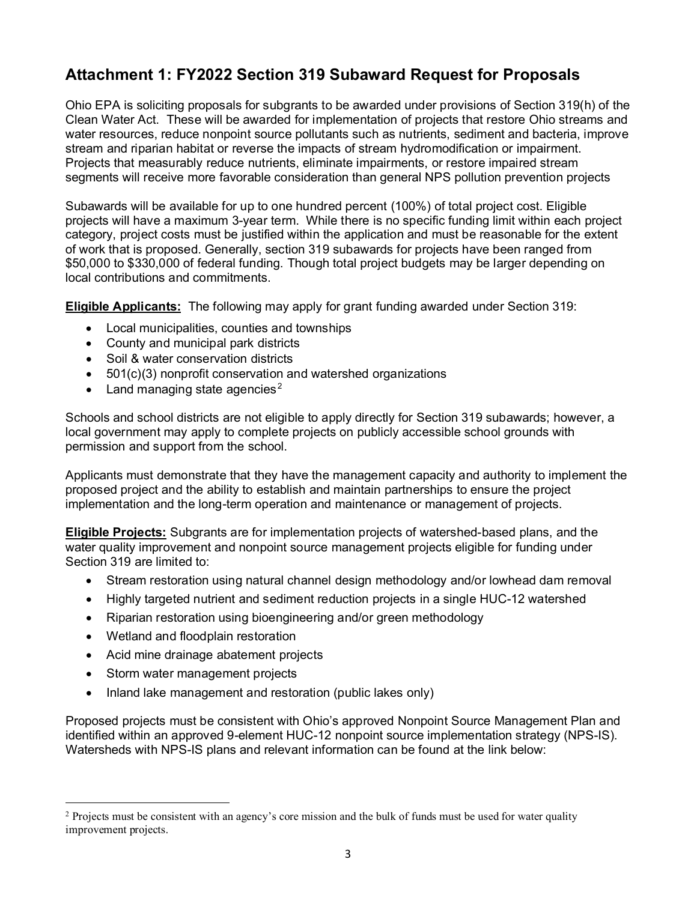## Attachment 1: FY2022 Section 319 Subaward Request for Proposals

Ohio EPA is soliciting proposals for subgrants to be awarded under provisions of Section 319(h) of the Clean Water Act. These will be awarded for implementation of projects that restore Ohio streams and water resources, reduce nonpoint source pollutants such as nutrients, sediment and bacteria, improve stream and riparian habitat or reverse the impacts of stream hydromodification or impairment. Projects that measurably reduce nutrients, eliminate impairments, or restore impaired stream segments will receive more favorable consideration than general NPS pollution prevention projects

Subawards will be available for up to one hundred percent (100%) of total project cost. Eligible projects will have a maximum 3-year term. While there is no specific funding limit within each project category, project costs must be justified within the application and must be reasonable for the extent of work that is proposed. Generally, section 319 subawards for projects have been ranged from $50,000 to $330,000 of federal funding. Though total project budgets may be larger depending on local contributions and commitments.

**Eligible Applicants:** The following may apply for grant funding awarded under Section 319:

- Local municipalities, counties and townships
- County and municipal park districts
- Soil & water conservation districts
- 501(c)(3) nonprofit conservation and watershed organizations
- Land managing state agencies[2]

Schools and school districts are not eligible to apply directly for Section 319 subawards; however, a local government may apply to complete projects on publicly accessible school grounds with permission and support from the school.

Applicants must demonstrate that they have the management capacity and authority to implement the proposed project and the ability to establish and maintain partnerships to ensure the project implementation and the long-term operation and maintenance or management of projects.

**Eligible Projects:** Subgrants are for implementation projects of watershed-based plans, and the water quality improvement and nonpoint source management projects eligible for funding under Section 319 are limited to:

- Stream restoration using natural channel design methodology and/or lowhead dam removal
- Highly targeted nutrient and sediment reduction projects in a single HUC-12 watershed
- Riparian restoration using bioengineering and/or green methodology
- Wetland and floodplain restoration
- Acid mine drainage abatement projects
- Storm water management projects
- Inland lake management and restoration (public lakes only)

Proposed projects must be consistent with Ohio's approved Nonpoint Source Management Plan and identified within an approved 9-element HUC-12 nonpoint source implementation strategy (NPS-IS). Watersheds with NPS-IS plans and relevant information can be found at the link below:

---

[2] Projects must be consistent with an agency's core mission and the bulk of funds must be used for water quality improvement projects.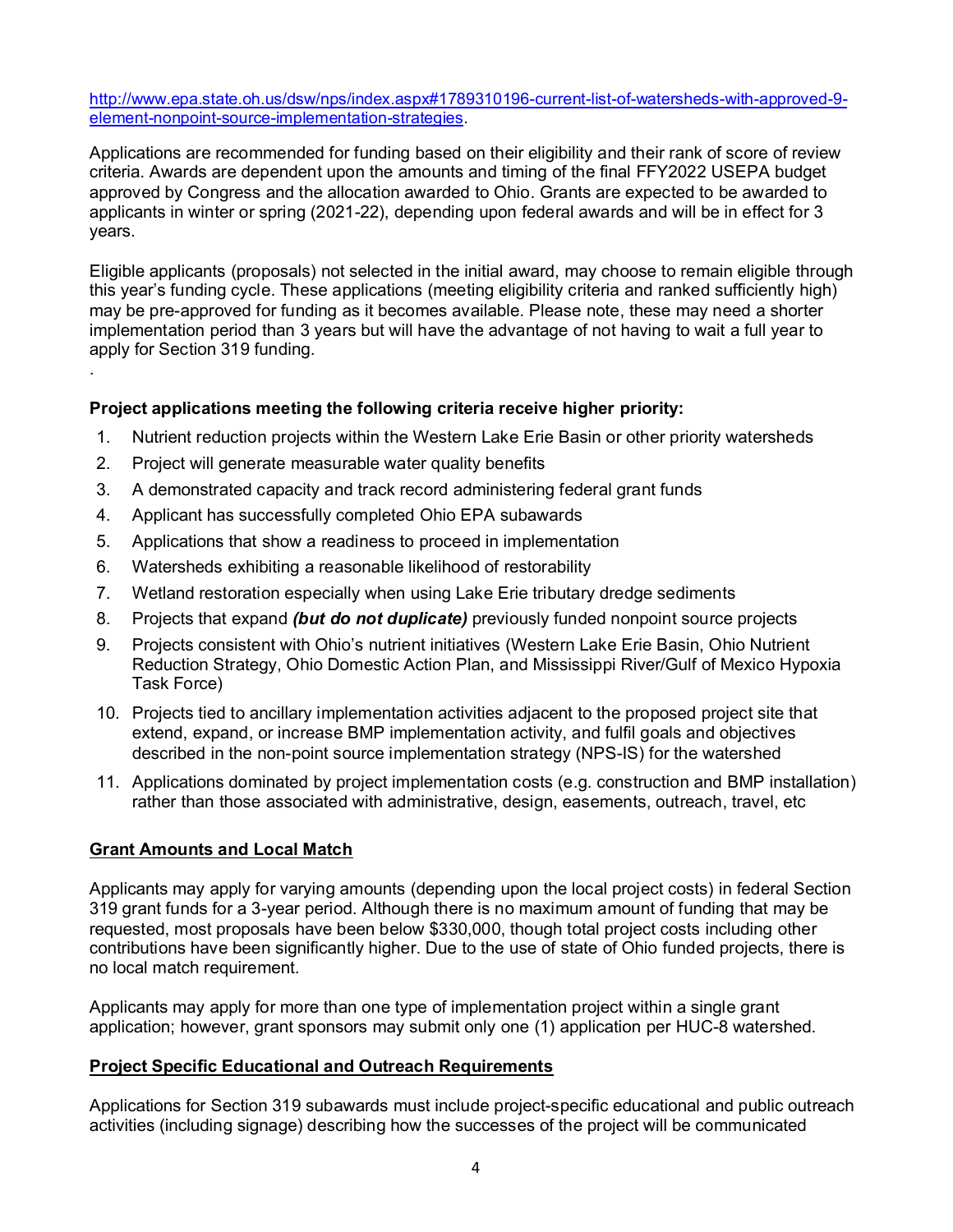http://www.epa.state.oh.us/dsw/nps/index.aspx#1789310196-current-list-of-watersheds-with-approved-9-element-nonpoint-source-implementation-strategies.

Applications are recommended for funding based on their eligibility and their rank of score of review criteria. Awards are dependent upon the amounts and timing of the final FFY2022 USEPA budget approved by Congress and the allocation awarded to Ohio. Grants are expected to be awarded to applicants in winter or spring (2021-22), depending upon federal awards and will be in effect for 3 years.

Eligible applicants (proposals) not selected in the initial award, may choose to remain eligible through this year's funding cycle. These applications (meeting eligibility criteria and ranked sufficiently high) may be pre-approved for funding as it becomes available. Please note, these may need a shorter implementation period than 3 years but will have the advantage of not having to wait a full year to apply for Section 319 funding.

.

**Project applications meeting the following criteria receive higher priority:**

1. Nutrient reduction projects within the Western Lake Erie Basin or other priority watersheds
2. Project will generate measurable water quality benefits
3. A demonstrated capacity and track record administering federal grant funds
4. Applicant has successfully completed Ohio EPA subawards
5. Applications that show a readiness to proceed in implementation
6. Watersheds exhibiting a reasonable likelihood of restorability
7. Wetland restoration especially when using Lake Erie tributary dredge sediments
8. Projects that expand ***(but do not duplicate)*** previously funded nonpoint source projects
9. Projects consistent with Ohio's nutrient initiatives (Western Lake Erie Basin, Ohio Nutrient Reduction Strategy, Ohio Domestic Action Plan, and Mississippi River/Gulf of Mexico Hypoxia Task Force)
10. Projects tied to ancillary implementation activities adjacent to the proposed project site that extend, expand, or increase BMP implementation activity, and fulfil goals and objectives described in the non-point source implementation strategy (NPS-IS) for the watershed
11. Applications dominated by project implementation costs (e.g. construction and BMP installation) rather than those associated with administrative, design, easements, outreach, travel, etc

**Grant Amounts and Local Match**

Applicants may apply for varying amounts (depending upon the local project costs) in federal Section 319 grant funds for a 3-year period. Although there is no maximum amount of funding that may be requested, most proposals have been below $330,000, though total project costs including other contributions have been significantly higher. Due to the use of state of Ohio funded projects, there is no local match requirement.

Applicants may apply for more than one type of implementation project within a single grant application; however, grant sponsors may submit only one (1) application per HUC-8 watershed.

**Project Specific Educational and Outreach Requirements**

Applications for Section 319 subawards must include project-specific educational and public outreach activities (including signage) describing how the successes of the project will be communicated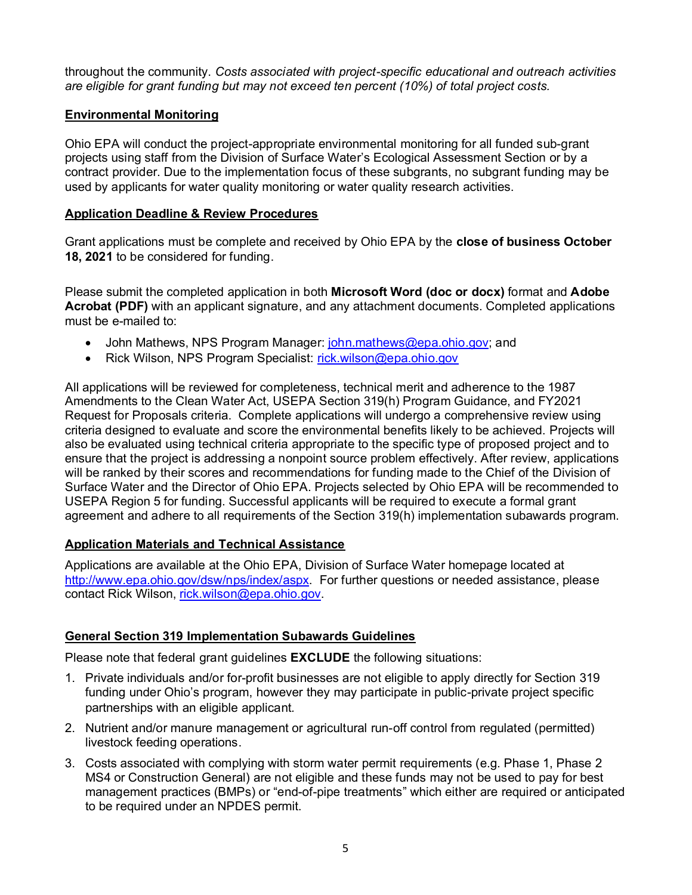throughout the community. *Costs associated with project-specific educational and outreach activities are eligible for grant funding but may not exceed ten percent (10%) of total project costs.*

## Environmental Monitoring

Ohio EPA will conduct the project-appropriate environmental monitoring for all funded sub-grant projects using staff from the Division of Surface Water's Ecological Assessment Section or by a contract provider. Due to the implementation focus of these subgrants, no subgrant funding may be used by applicants for water quality monitoring or water quality research activities.

## Application Deadline & Review Procedures

Grant applications must be complete and received by Ohio EPA by the **close of business October 18, 2021** to be considered for funding.

Please submit the completed application in both **Microsoft Word (doc or docx)** format and **Adobe Acrobat (PDF)** with an applicant signature, and any attachment documents. Completed applications must be e-mailed to:

- John Mathews, NPS Program Manager: john.mathews@epa.ohio.gov; and
- Rick Wilson, NPS Program Specialist: rick.wilson@epa.ohio.gov

All applications will be reviewed for completeness, technical merit and adherence to the 1987 Amendments to the Clean Water Act, USEPA Section 319(h) Program Guidance, and FY2021 Request for Proposals criteria. Complete applications will undergo a comprehensive review using criteria designed to evaluate and score the environmental benefits likely to be achieved. Projects will also be evaluated using technical criteria appropriate to the specific type of proposed project and to ensure that the project is addressing a nonpoint source problem effectively. After review, applications will be ranked by their scores and recommendations for funding made to the Chief of the Division of Surface Water and the Director of Ohio EPA. Projects selected by Ohio EPA will be recommended to USEPA Region 5 for funding. Successful applicants will be required to execute a formal grant agreement and adhere to all requirements of the Section 319(h) implementation subawards program.

## Application Materials and Technical Assistance

Applications are available at the Ohio EPA, Division of Surface Water homepage located at http://www.epa.ohio.gov/dsw/nps/index/aspx. For further questions or needed assistance, please contact Rick Wilson, rick.wilson@epa.ohio.gov.

## General Section 319 Implementation Subawards Guidelines

Please note that federal grant guidelines **EXCLUDE** the following situations:

1. Private individuals and/or for-profit businesses are not eligible to apply directly for Section 319 funding under Ohio's program, however they may participate in public-private project specific partnerships with an eligible applicant.
2. Nutrient and/or manure management or agricultural run-off control from regulated (permitted) livestock feeding operations.
3. Costs associated with complying with storm water permit requirements (e.g. Phase 1, Phase 2 MS4 or Construction General) are not eligible and these funds may not be used to pay for best management practices (BMPs) or "end-of-pipe treatments" which either are required or anticipated to be required under an NPDES permit.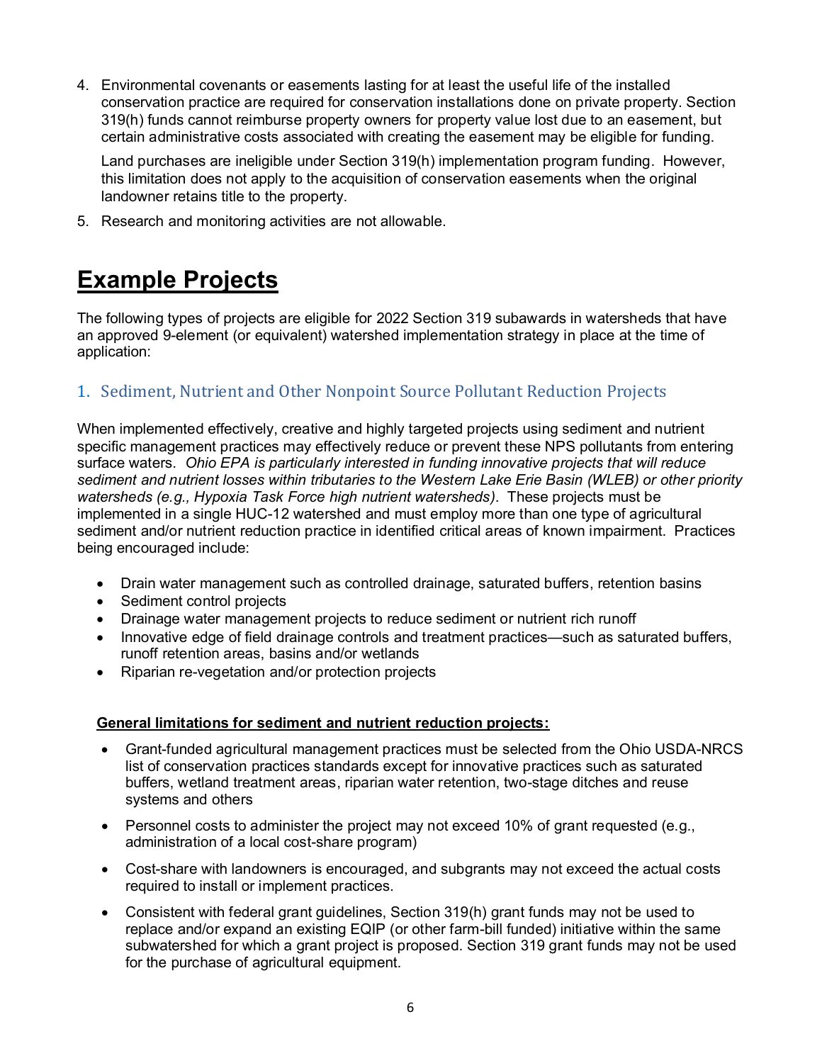4. Environmental covenants or easements lasting for at least the useful life of the installed conservation practice are required for conservation installations done on private property. Section 319(h) funds cannot reimburse property owners for property value lost due to an easement, but certain administrative costs associated with creating the easement may be eligible for funding.

   Land purchases are ineligible under Section 319(h) implementation program funding. However, this limitation does not apply to the acquisition of conservation easements when the original landowner retains title to the property.

5. Research and monitoring activities are not allowable.

# Example Projects

The following types of projects are eligible for 2022 Section 319 subawards in watersheds that have an approved 9-element (or equivalent) watershed implementation strategy in place at the time of application:

## 1. Sediment, Nutrient and Other Nonpoint Source Pollutant Reduction Projects

When implemented effectively, creative and highly targeted projects using sediment and nutrient specific management practices may effectively reduce or prevent these NPS pollutants from entering surface waters. *Ohio EPA is particularly interested in funding innovative projects that will reduce sediment and nutrient losses within tributaries to the Western Lake Erie Basin (WLEB) or other priority watersheds (e.g., Hypoxia Task Force high nutrient watersheds)*. These projects must be implemented in a single HUC-12 watershed and must employ more than one type of agricultural sediment and/or nutrient reduction practice in identified critical areas of known impairment. Practices being encouraged include:

- Drain water management such as controlled drainage, saturated buffers, retention basins
- Sediment control projects
- Drainage water management projects to reduce sediment or nutrient rich runoff
- Innovative edge of field drainage controls and treatment practices—such as saturated buffers, runoff retention areas, basins and/or wetlands
- Riparian re-vegetation and/or protection projects

**General limitations for sediment and nutrient reduction projects:**

- Grant-funded agricultural management practices must be selected from the Ohio USDA-NRCS list of conservation practices standards except for innovative practices such as saturated buffers, wetland treatment areas, riparian water retention, two-stage ditches and reuse systems and others
- Personnel costs to administer the project may not exceed 10% of grant requested (e.g., administration of a local cost-share program)
- Cost-share with landowners is encouraged, and subgrants may not exceed the actual costs required to install or implement practices.
- Consistent with federal grant guidelines, Section 319(h) grant funds may not be used to replace and/or expand an existing EQIP (or other farm-bill funded) initiative within the same subwatershed for which a grant project is proposed. Section 319 grant funds may not be used for the purchase of agricultural equipment.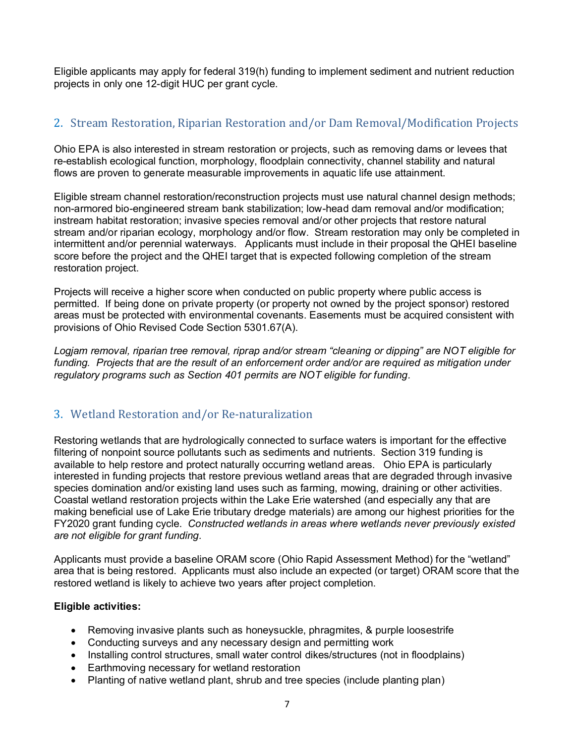Eligible applicants may apply for federal 319(h) funding to implement sediment and nutrient reduction projects in only one 12-digit HUC per grant cycle.

## 2. Stream Restoration, Riparian Restoration and/or Dam Removal/Modification Projects

Ohio EPA is also interested in stream restoration or projects, such as removing dams or levees that re-establish ecological function, morphology, floodplain connectivity, channel stability and natural flows are proven to generate measurable improvements in aquatic life use attainment.

Eligible stream channel restoration/reconstruction projects must use natural channel design methods; non-armored bio-engineered stream bank stabilization; low-head dam removal and/or modification; instream habitat restoration; invasive species removal and/or other projects that restore natural stream and/or riparian ecology, morphology and/or flow. Stream restoration may only be completed in intermittent and/or perennial waterways. Applicants must include in their proposal the QHEI baseline score before the project and the QHEI target that is expected following completion of the stream restoration project.

Projects will receive a higher score when conducted on public property where public access is permitted. If being done on private property (or property not owned by the project sponsor) restored areas must be protected with environmental covenants. Easements must be acquired consistent with provisions of Ohio Revised Code Section 5301.67(A).

*Logjam removal, riparian tree removal, riprap and/or stream "cleaning or dipping" are NOT eligible for funding. Projects that are the result of an enforcement order and/or are required as mitigation under regulatory programs such as Section 401 permits are NOT eligible for funding.*

## 3. Wetland Restoration and/or Re-naturalization

Restoring wetlands that are hydrologically connected to surface waters is important for the effective filtering of nonpoint source pollutants such as sediments and nutrients. Section 319 funding is available to help restore and protect naturally occurring wetland areas. Ohio EPA is particularly interested in funding projects that restore previous wetland areas that are degraded through invasive species domination and/or existing land uses such as farming, mowing, draining or other activities. Coastal wetland restoration projects within the Lake Erie watershed (and especially any that are making beneficial use of Lake Erie tributary dredge materials) are among our highest priorities for the FY2020 grant funding cycle. *Constructed wetlands in areas where wetlands never previously existed are not eligible for grant funding.*

Applicants must provide a baseline ORAM score (Ohio Rapid Assessment Method) for the "wetland" area that is being restored. Applicants must also include an expected (or target) ORAM score that the restored wetland is likely to achieve two years after project completion.

**Eligible activities:**

- Removing invasive plants such as honeysuckle, phragmites, & purple loosestrife
- Conducting surveys and any necessary design and permitting work
- Installing control structures, small water control dikes/structures (not in floodplains)
- Earthmoving necessary for wetland restoration
- Planting of native wetland plant, shrub and tree species (include planting plan)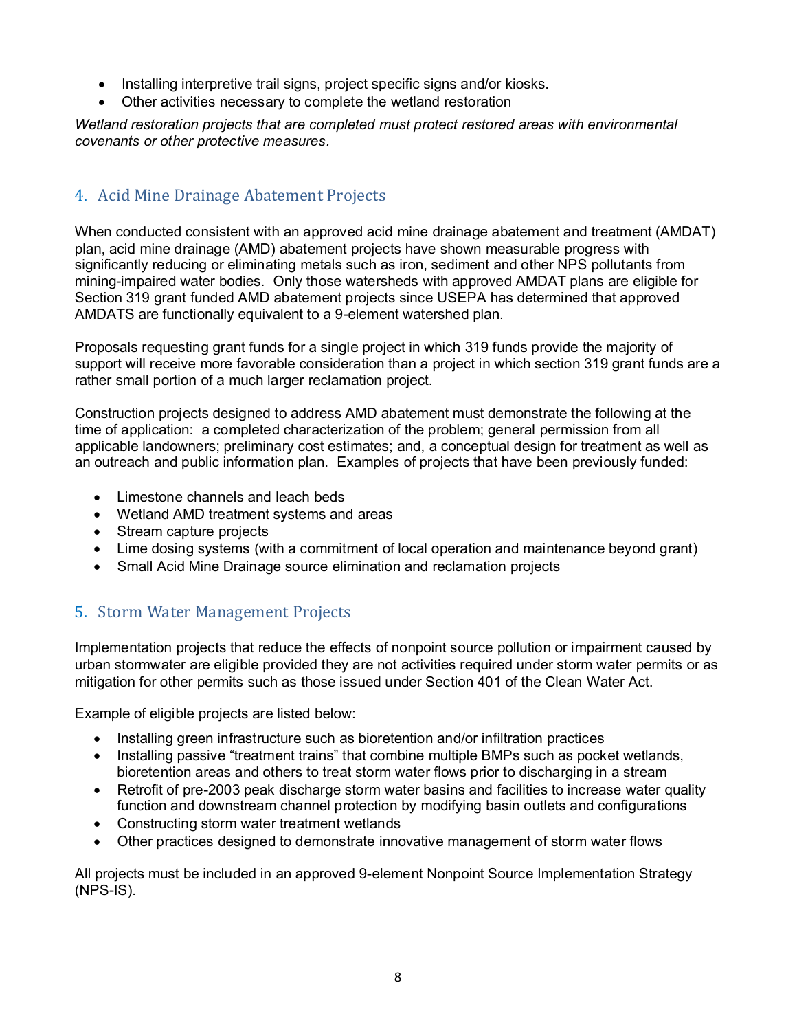- Installing interpretive trail signs, project specific signs and/or kiosks.
- Other activities necessary to complete the wetland restoration

*Wetland restoration projects that are completed must protect restored areas with environmental covenants or other protective measures.*

## 4. Acid Mine Drainage Abatement Projects

When conducted consistent with an approved acid mine drainage abatement and treatment (AMDAT) plan, acid mine drainage (AMD) abatement projects have shown measurable progress with significantly reducing or eliminating metals such as iron, sediment and other NPS pollutants from mining-impaired water bodies. Only those watersheds with approved AMDAT plans are eligible for Section 319 grant funded AMD abatement projects since USEPA has determined that approved AMDATS are functionally equivalent to a 9-element watershed plan.

Proposals requesting grant funds for a single project in which 319 funds provide the majority of support will receive more favorable consideration than a project in which section 319 grant funds are a rather small portion of a much larger reclamation project.

Construction projects designed to address AMD abatement must demonstrate the following at the time of application: a completed characterization of the problem; general permission from all applicable landowners; preliminary cost estimates; and, a conceptual design for treatment as well as an outreach and public information plan. Examples of projects that have been previously funded:

- Limestone channels and leach beds
- Wetland AMD treatment systems and areas
- Stream capture projects
- Lime dosing systems (with a commitment of local operation and maintenance beyond grant)
- Small Acid Mine Drainage source elimination and reclamation projects

## 5. Storm Water Management Projects

Implementation projects that reduce the effects of nonpoint source pollution or impairment caused by urban stormwater are eligible provided they are not activities required under storm water permits or as mitigation for other permits such as those issued under Section 401 of the Clean Water Act.

Example of eligible projects are listed below:

- Installing green infrastructure such as bioretention and/or infiltration practices
- Installing passive "treatment trains" that combine multiple BMPs such as pocket wetlands, bioretention areas and others to treat storm water flows prior to discharging in a stream
- Retrofit of pre-2003 peak discharge storm water basins and facilities to increase water quality function and downstream channel protection by modifying basin outlets and configurations
- Constructing storm water treatment wetlands
- Other practices designed to demonstrate innovative management of storm water flows

All projects must be included in an approved 9-element Nonpoint Source Implementation Strategy (NPS-IS).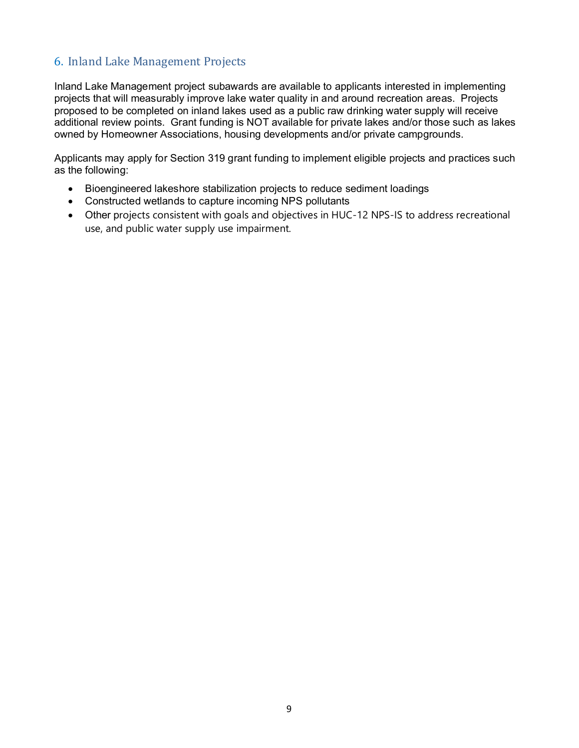## 6. Inland Lake Management Projects

Inland Lake Management project subawards are available to applicants interested in implementing projects that will measurably improve lake water quality in and around recreation areas. Projects proposed to be completed on inland lakes used as a public raw drinking water supply will receive additional review points. Grant funding is NOT available for private lakes and/or those such as lakes owned by Homeowner Associations, housing developments and/or private campgrounds.

Applicants may apply for Section 319 grant funding to implement eligible projects and practices such as the following:

- Bioengineered lakeshore stabilization projects to reduce sediment loadings
- Constructed wetlands to capture incoming NPS pollutants
- Other projects consistent with goals and objectives in HUC-12 NPS-IS to address recreational use, and public water supply use impairment.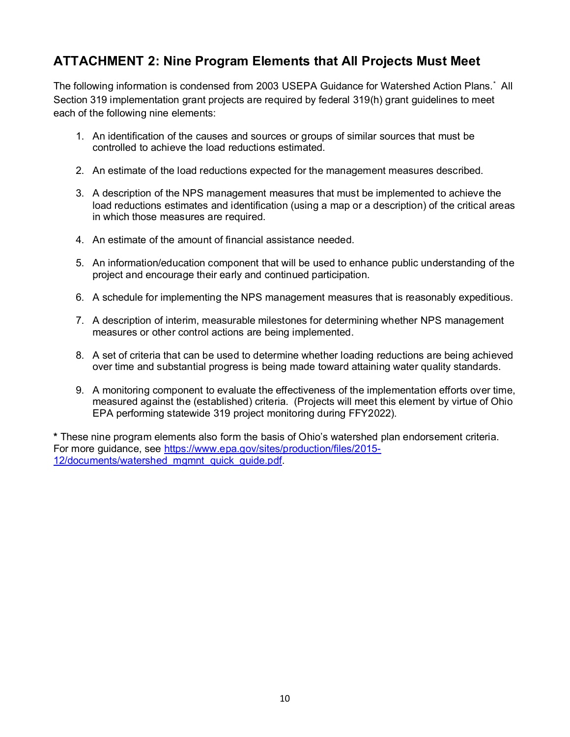## ATTACHMENT 2: Nine Program Elements that All Projects Must Meet

The following information is condensed from 2003 USEPA Guidance for Watershed Action Plans.* All Section 319 implementation grant projects are required by federal 319(h) grant guidelines to meet each of the following nine elements:

1. An identification of the causes and sources or groups of similar sources that must be controlled to achieve the load reductions estimated.
2. An estimate of the load reductions expected for the management measures described.
3. A description of the NPS management measures that must be implemented to achieve the load reductions estimates and identification (using a map or a description) of the critical areas in which those measures are required.
4. An estimate of the amount of financial assistance needed.
5. An information/education component that will be used to enhance public understanding of the project and encourage their early and continued participation.
6. A schedule for implementing the NPS management measures that is reasonably expeditious.
7. A description of interim, measurable milestones for determining whether NPS management measures or other control actions are being implemented.
8. A set of criteria that can be used to determine whether loading reductions are being achieved over time and substantial progress is being made toward attaining water quality standards.
9. A monitoring component to evaluate the effectiveness of the implementation efforts over time, measured against the (established) criteria. (Projects will meet this element by virtue of Ohio EPA performing statewide 319 project monitoring during FFY2022).

**\*** These nine program elements also form the basis of Ohio's watershed plan endorsement criteria. For more guidance, see https://www.epa.gov/sites/production/files/2015-12/documents/watershed_mgmnt_quick_guide.pdf.